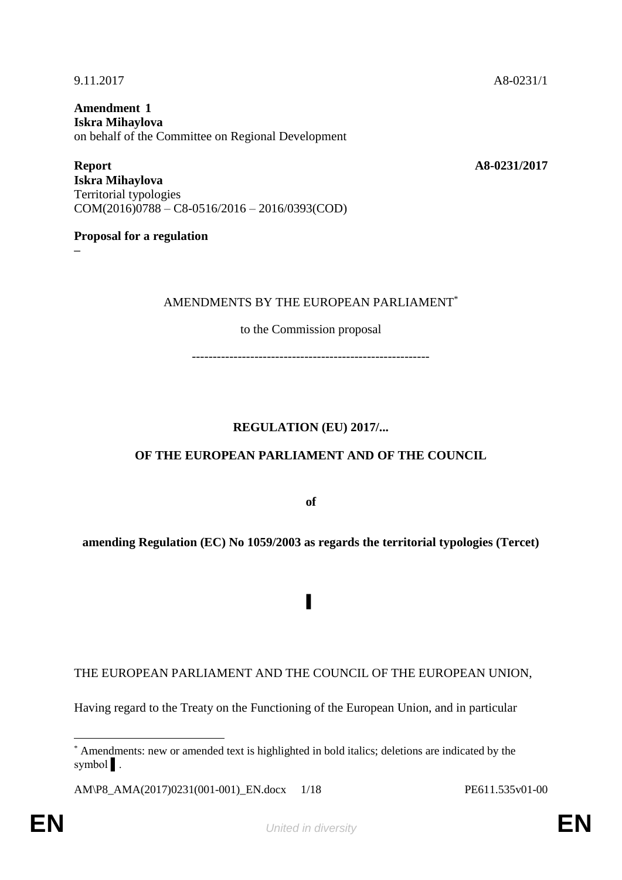9.11.2017 A8-0231/1

**Amendment 1**
**Iskra Mihaylova**
on behalf of the Committee on Regional Development

**Report** **A8-0231/2017**
**Iskra Mihaylova**
Territorial typologies
COM(2016)0788 – C8-0516/2016 – 2016/0393(COD)

**Proposal for a regulation**
–

AMENDMENTS BY THE EUROPEAN PARLIAMENT*

to the Commission proposal

---------------------------------------------------------

**REGULATION (EU) 2017/...**

**OF THE EUROPEAN PARLIAMENT AND OF THE COUNCIL**

**of**

**amending Regulation (EC) No 1059/2003 as regards the territorial typologies (Tercet)**

▌

THE EUROPEAN PARLIAMENT AND THE COUNCIL OF THE EUROPEAN UNION,

Having regard to the Treaty on the Functioning of the European Union, and in particular

* Amendments: new or amended text is highlighted in bold italics; deletions are indicated by the symbol ▌.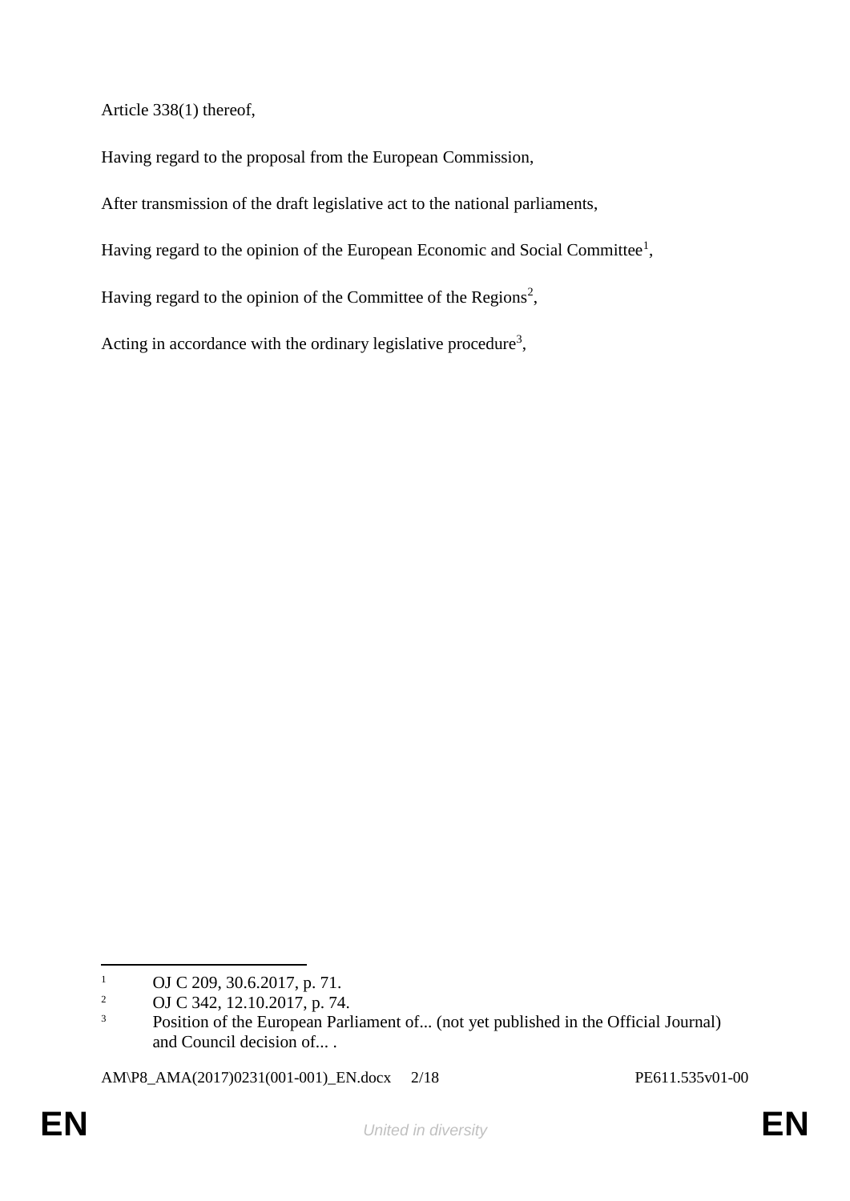Article 338(1) thereof,

Having regard to the proposal from the European Commission,

After transmission of the draft legislative act to the national parliaments,

Having regard to the opinion of the European Economic and Social Committee[1],

Having regard to the opinion of the Committee of the Regions[2],

Acting in accordance with the ordinary legislative procedure[3],

---

[1] OJ C 209, 30.6.2017, p. 71.

[2] OJ C 342, 12.10.2017, p. 74.

[3] Position of the European Parliament of... (not yet published in the Official Journal) and Council decision of... .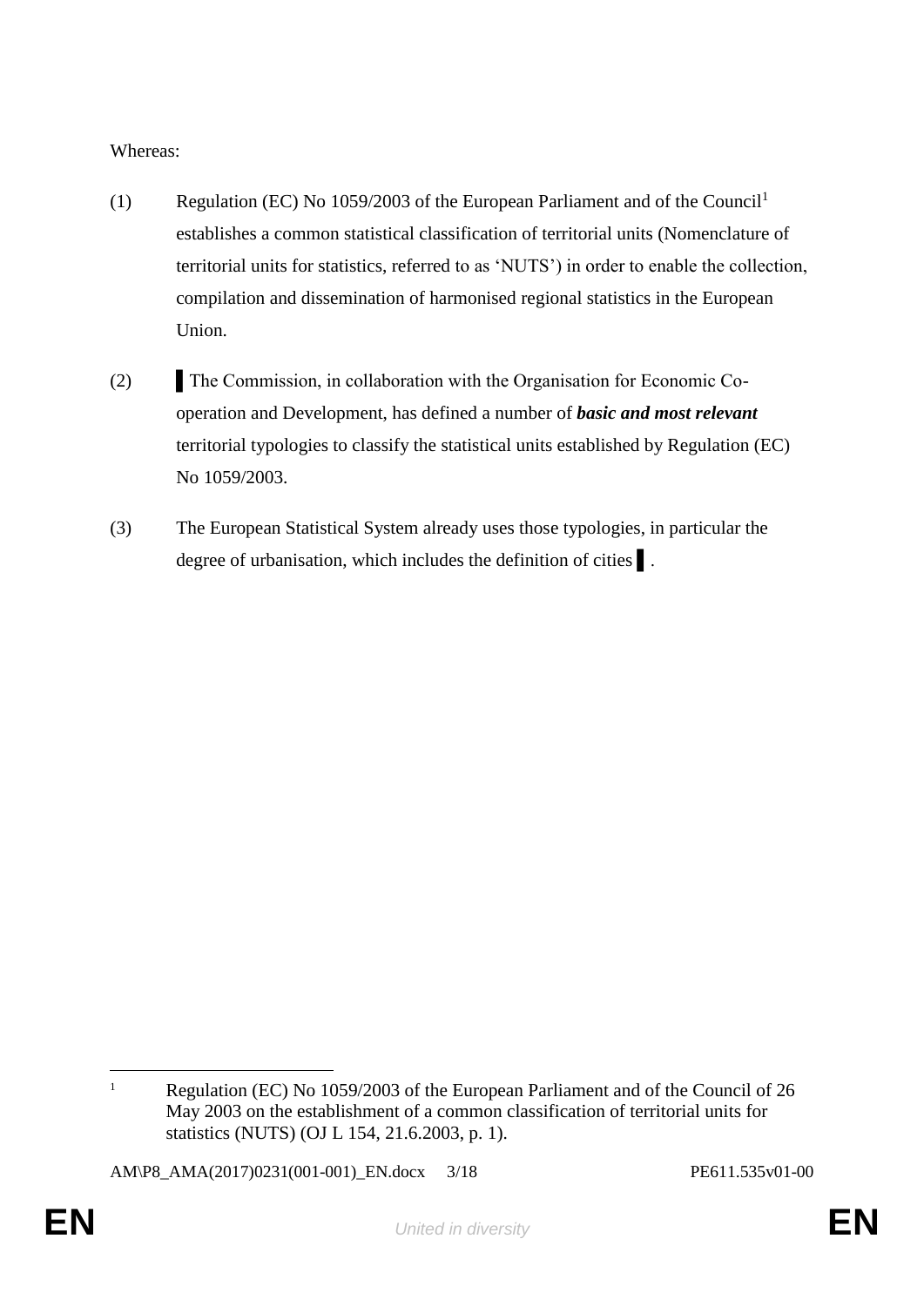Whereas:

(1) Regulation (EC) No 1059/2003 of the European Parliament and of the Council[1] establishes a common statistical classification of territorial units (Nomenclature of territorial units for statistics, referred to as 'NUTS') in order to enable the collection, compilation and dissemination of harmonised regional statistics in the European Union.

(2) ▌The Commission, in collaboration with the Organisation for Economic Co-operation and Development, has defined a number of ***basic and most relevant*** territorial typologies to classify the statistical units established by Regulation (EC) No 1059/2003.

(3) The European Statistical System already uses those typologies, in particular the degree of urbanisation, which includes the definition of cities ▌.

---

[1] Regulation (EC) No 1059/2003 of the European Parliament and of the Council of 26 May 2003 on the establishment of a common classification of territorial units for statistics (NUTS) (OJ L 154, 21.6.2003, p. 1).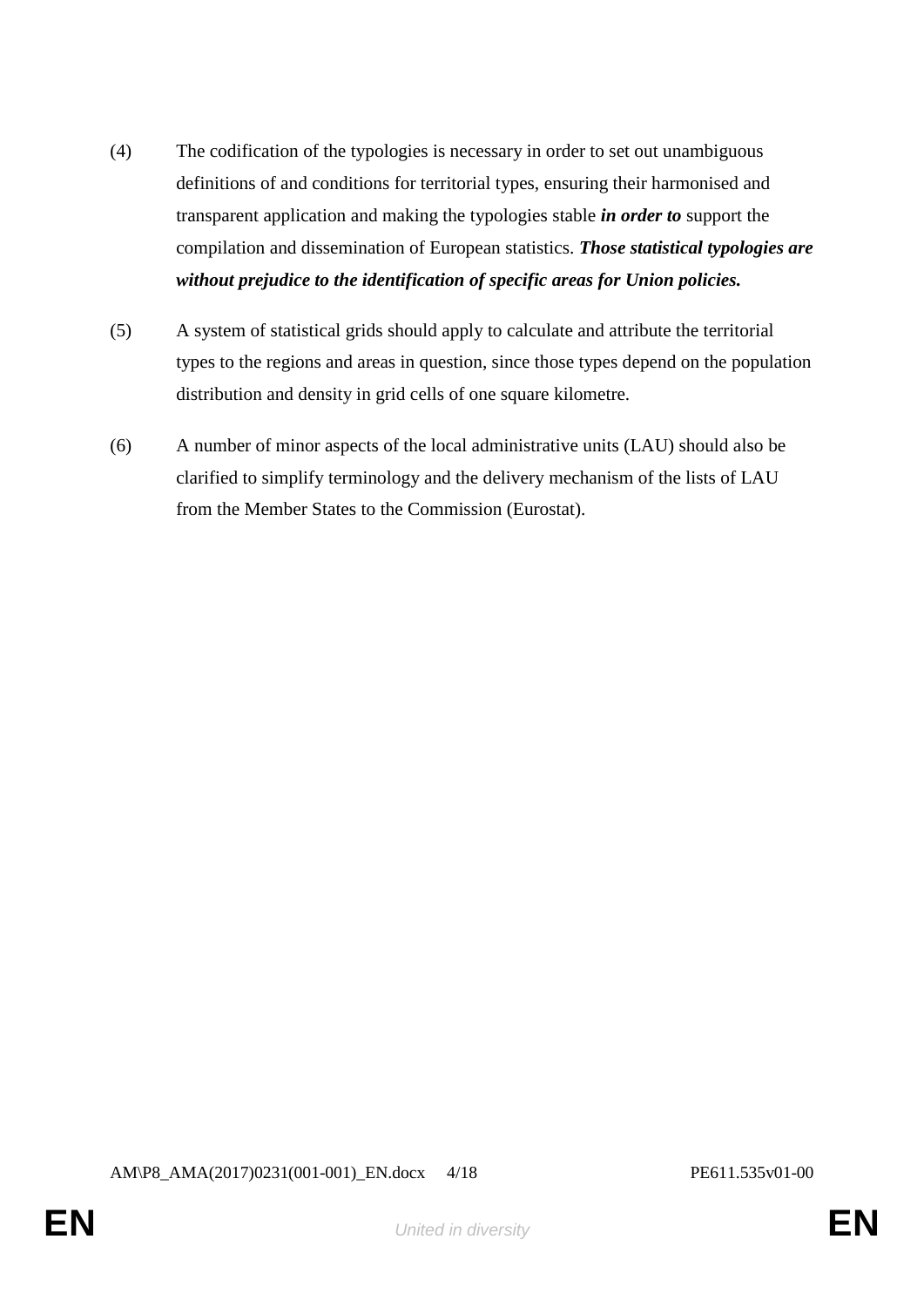(4) The codification of the typologies is necessary in order to set out unambiguous definitions of and conditions for territorial types, ensuring their harmonised and transparent application and making the typologies stable ***in order to*** support the compilation and dissemination of European statistics. ***Those statistical typologies are without prejudice to the identification of specific areas for Union policies.***

(5) A system of statistical grids should apply to calculate and attribute the territorial types to the regions and areas in question, since those types depend on the population distribution and density in grid cells of one square kilometre.

(6) A number of minor aspects of the local administrative units (LAU) should also be clarified to simplify terminology and the delivery mechanism of the lists of LAU from the Member States to the Commission (Eurostat).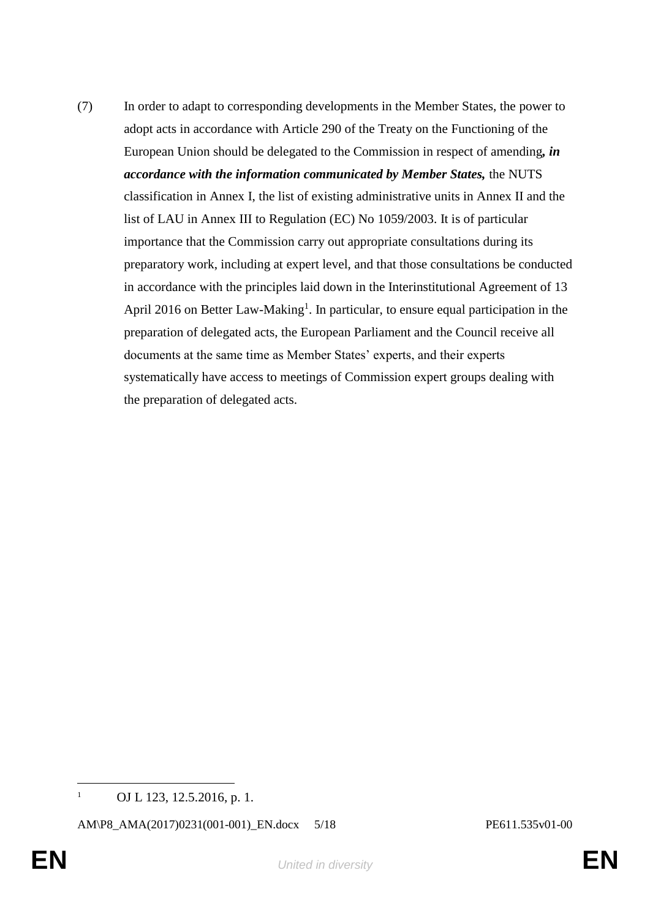(7) In order to adapt to corresponding developments in the Member States, the power to adopt acts in accordance with Article 290 of the Treaty on the Functioning of the European Union should be delegated to the Commission in respect of amending***, in accordance with the information communicated by Member States,*** the NUTS classification in Annex I, the list of existing administrative units in Annex II and the list of LAU in Annex III to Regulation (EC) No 1059/2003. It is of particular importance that the Commission carry out appropriate consultations during its preparatory work, including at expert level, and that those consultations be conducted in accordance with the principles laid down in the Interinstitutional Agreement of 13 April 2016 on Better Law-Making[1]. In particular, to ensure equal participation in the preparation of delegated acts, the European Parliament and the Council receive all documents at the same time as Member States' experts, and their experts systematically have access to meetings of Commission expert groups dealing with the preparation of delegated acts.

[1] OJ L 123, 12.5.2016, p. 1.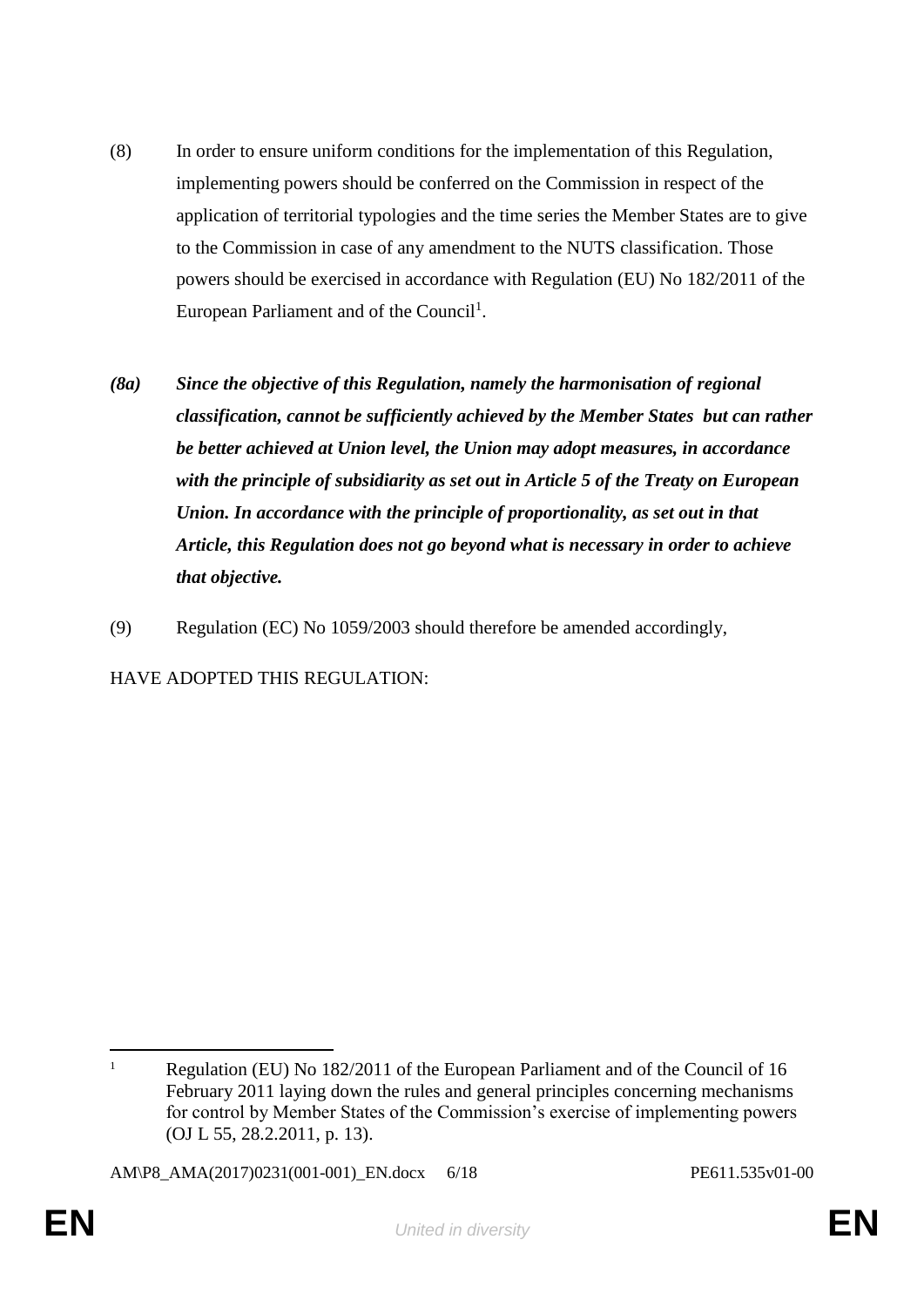(8) In order to ensure uniform conditions for the implementation of this Regulation, implementing powers should be conferred on the Commission in respect of the application of territorial typologies and the time series the Member States are to give to the Commission in case of any amendment to the NUTS classification. Those powers should be exercised in accordance with Regulation (EU) No 182/2011 of the European Parliament and of the Council[1].

***(8a) Since the objective of this Regulation, namely the harmonisation of regional classification, cannot be sufficiently achieved by the Member States but can rather be better achieved at Union level, the Union may adopt measures, in accordance with the principle of subsidiarity as set out in Article 5 of the Treaty on European Union. In accordance with the principle of proportionality, as set out in that Article, this Regulation does not go beyond what is necessary in order to achieve that objective.***

(9) Regulation (EC) No 1059/2003 should therefore be amended accordingly,

HAVE ADOPTED THIS REGULATION:

---

[1] Regulation (EU) No 182/2011 of the European Parliament and of the Council of 16 February 2011 laying down the rules and general principles concerning mechanisms for control by Member States of the Commission's exercise of implementing powers (OJ L 55, 28.2.2011, p. 13).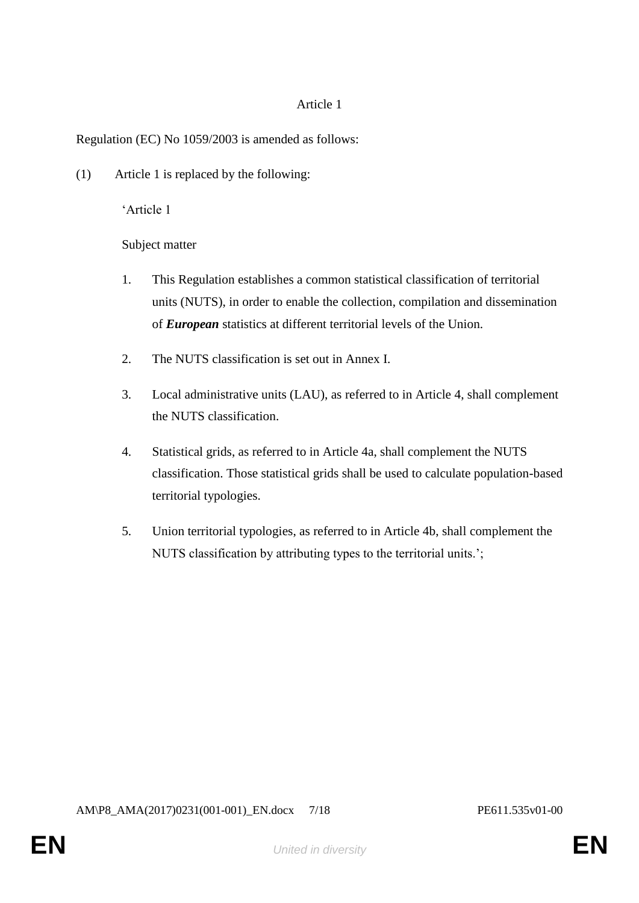Article 1

Regulation (EC) No 1059/2003 is amended as follows:

(1) Article 1 is replaced by the following:

‘Article 1

Subject matter

1. This Regulation establishes a common statistical classification of territorial units (NUTS), in order to enable the collection, compilation and dissemination of ***European*** statistics at different territorial levels of the Union.

2. The NUTS classification is set out in Annex I.

3. Local administrative units (LAU), as referred to in Article 4, shall complement the NUTS classification.

4. Statistical grids, as referred to in Article 4a, shall complement the NUTS classification. Those statistical grids shall be used to calculate population-based territorial typologies.

5. Union territorial typologies, as referred to in Article 4b, shall complement the NUTS classification by attributing types to the territorial units.’;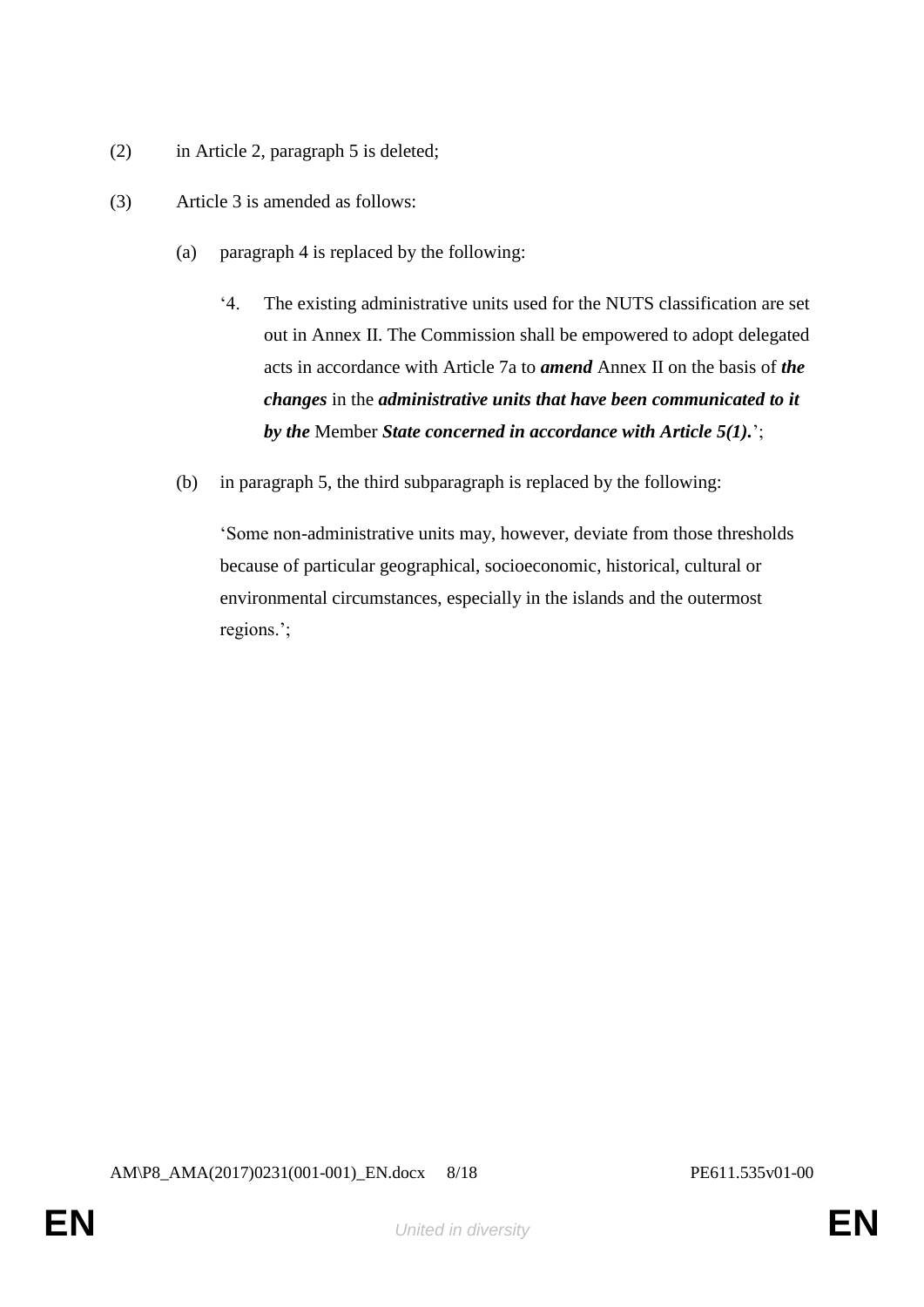(2) in Article 2, paragraph 5 is deleted;

(3) Article 3 is amended as follows:

(a) paragraph 4 is replaced by the following:

‘4. The existing administrative units used for the NUTS classification are set out in Annex II. The Commission shall be empowered to adopt delegated acts in accordance with Article 7a to ***amend*** Annex II on the basis of ***the changes*** in the ***administrative units that have been communicated to it by the*** Member ***State concerned in accordance with Article 5(1).***’;

(b) in paragraph 5, the third subparagraph is replaced by the following:

‘Some non-administrative units may, however, deviate from those thresholds because of particular geographical, socioeconomic, historical, cultural or environmental circumstances, especially in the islands and the outermost regions.’;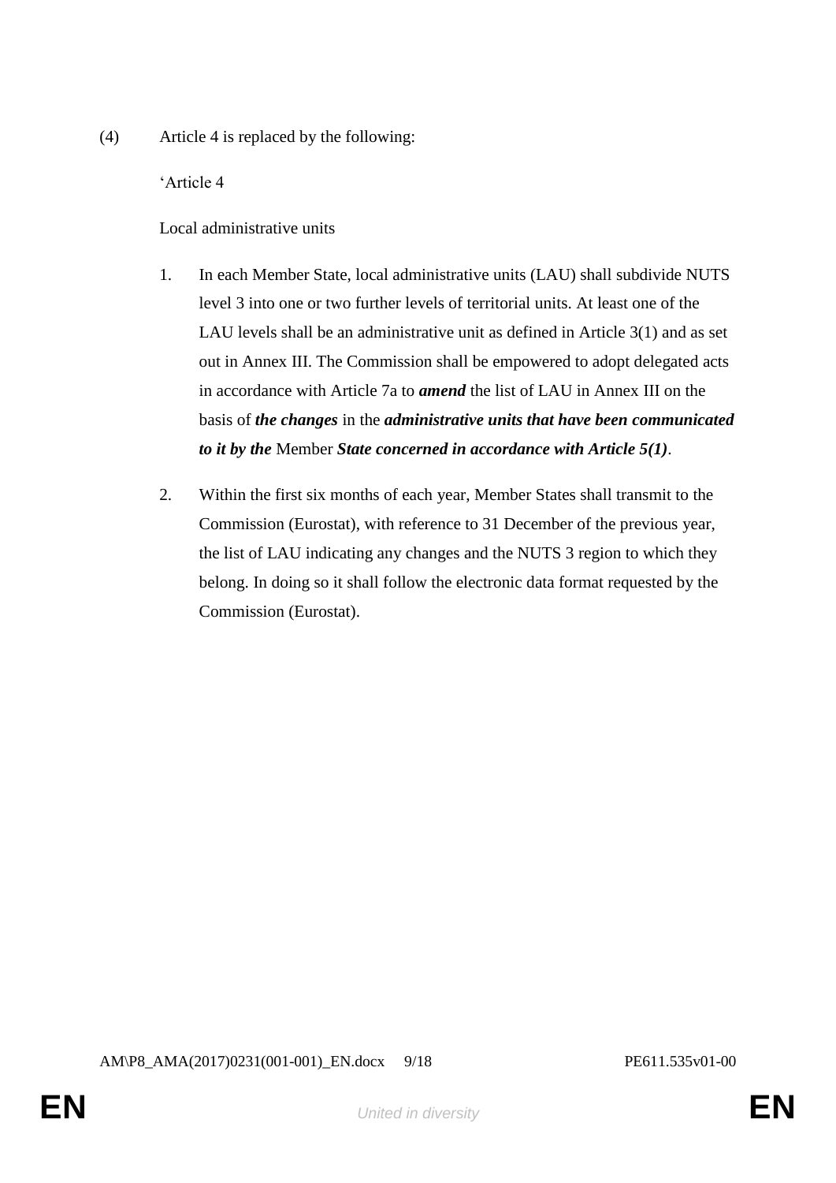(4) Article 4 is replaced by the following:

‘Article 4

Local administrative units

1. In each Member State, local administrative units (LAU) shall subdivide NUTS level 3 into one or two further levels of territorial units. At least one of the LAU levels shall be an administrative unit as defined in Article 3(1) and as set out in Annex III. The Commission shall be empowered to adopt delegated acts in accordance with Article 7a to ***amend*** the list of LAU in Annex III on the basis of ***the changes*** in the ***administrative units that have been communicated to it by the*** Member ***State concerned in accordance with Article 5(1)***.

2. Within the first six months of each year, Member States shall transmit to the Commission (Eurostat), with reference to 31 December of the previous year, the list of LAU indicating any changes and the NUTS 3 region to which they belong. In doing so it shall follow the electronic data format requested by the Commission (Eurostat).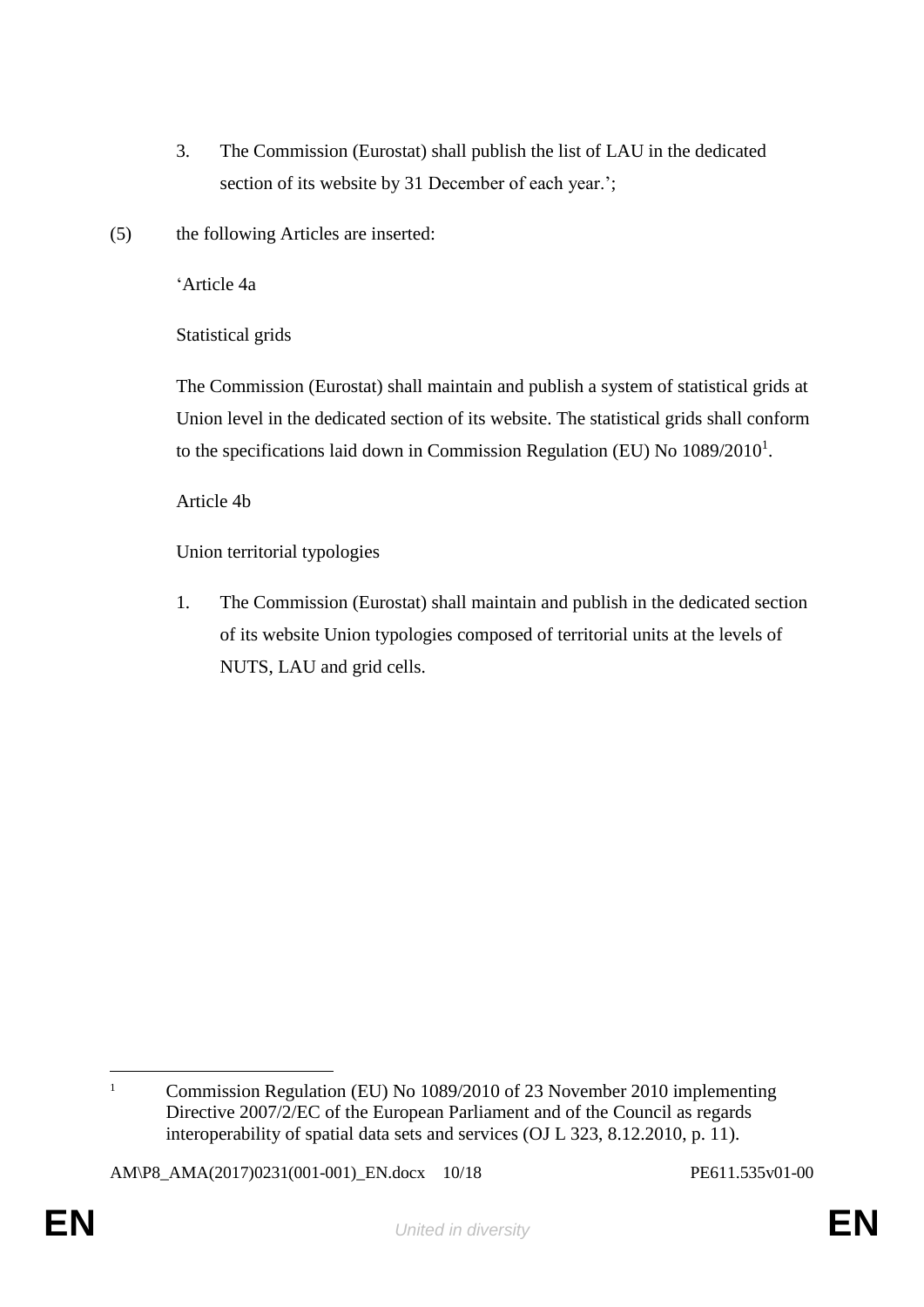3. The Commission (Eurostat) shall publish the list of LAU in the dedicated section of its website by 31 December of each year.';

(5) the following Articles are inserted:

'Article 4a

Statistical grids

The Commission (Eurostat) shall maintain and publish a system of statistical grids at Union level in the dedicated section of its website. The statistical grids shall conform to the specifications laid down in Commission Regulation (EU) No 1089/2010[1].

Article 4b

Union territorial typologies

1. The Commission (Eurostat) shall maintain and publish in the dedicated section of its website Union typologies composed of territorial units at the levels of NUTS, LAU and grid cells.

---

[1] Commission Regulation (EU) No 1089/2010 of 23 November 2010 implementing Directive 2007/2/EC of the European Parliament and of the Council as regards interoperability of spatial data sets and services (OJ L 323, 8.12.2010, p. 11).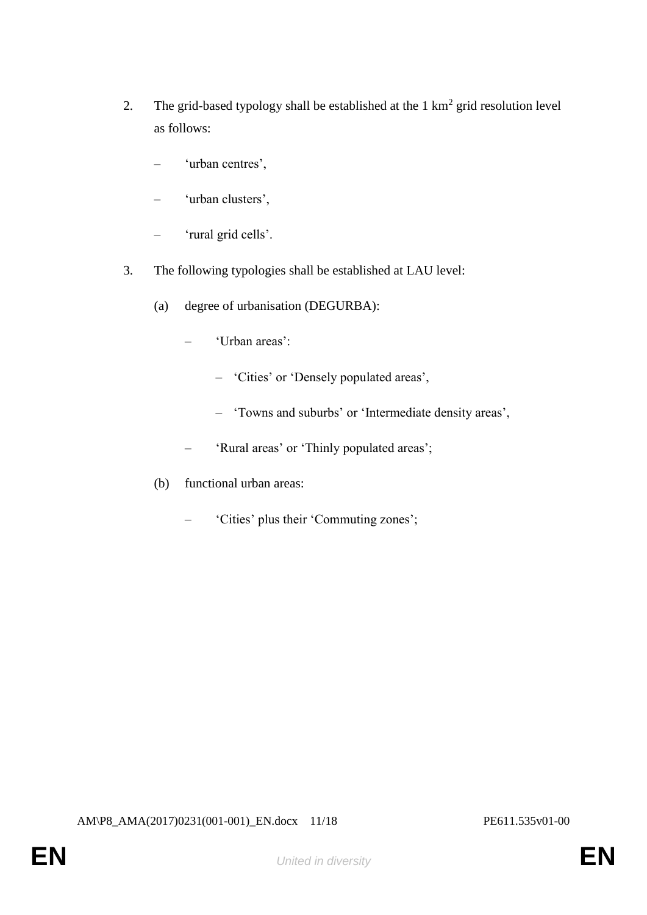2. The grid-based typology shall be established at the 1 $km^2$ grid resolution level as follows:

   – 'urban centres',

   – 'urban clusters',

   – 'rural grid cells'.

3. The following typologies shall be established at LAU level:

   (a) degree of urbanisation (DEGURBA):

      – 'Urban areas':

         – 'Cities' or 'Densely populated areas',

         – 'Towns and suburbs' or 'Intermediate density areas',

      – 'Rural areas' or 'Thinly populated areas';

   (b) functional urban areas:

      – 'Cities' plus their 'Commuting zones';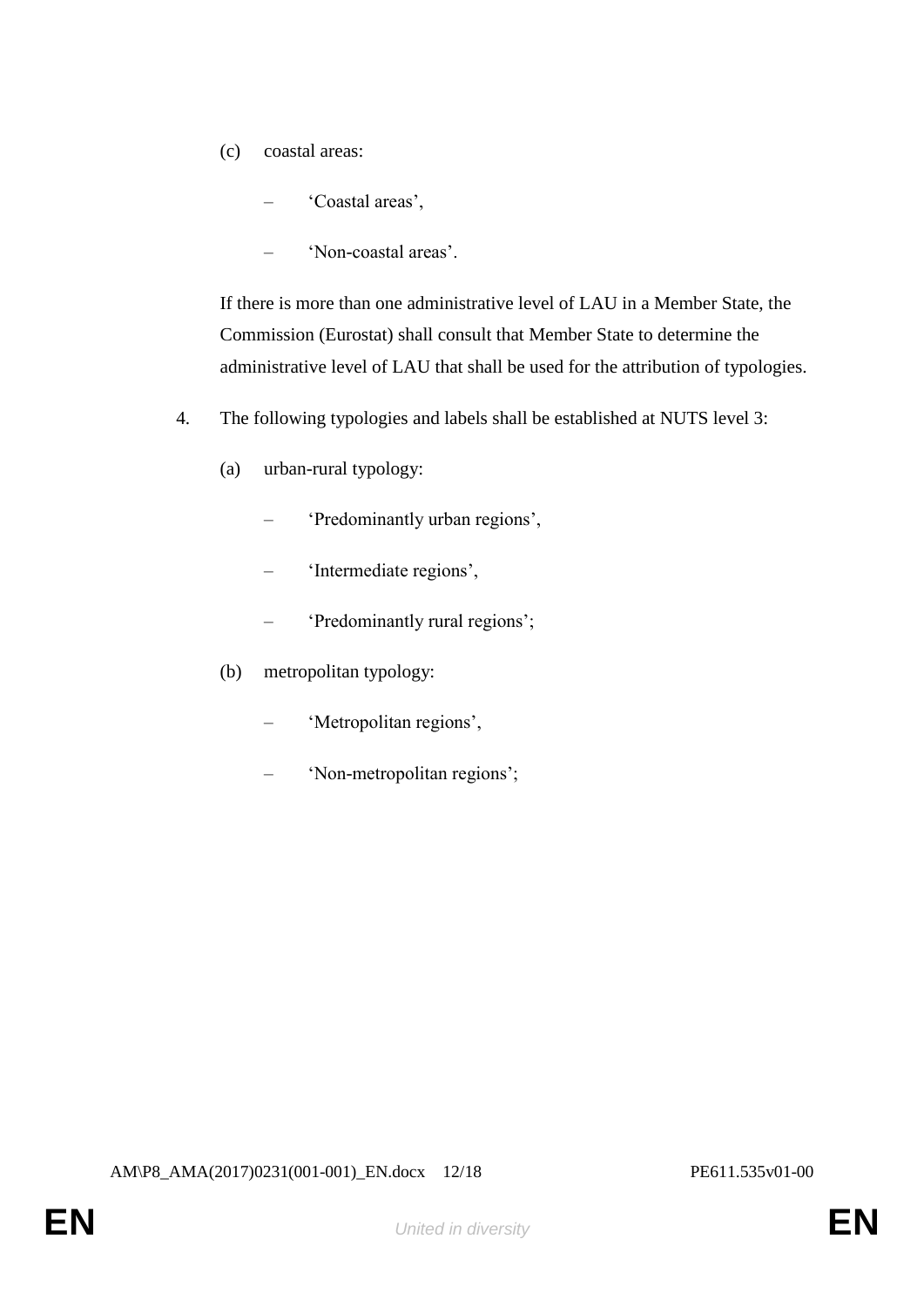(c) coastal areas:

– ‘Coastal areas’,

– ‘Non-coastal areas’.

If there is more than one administrative level of LAU in a Member State, the Commission (Eurostat) shall consult that Member State to determine the administrative level of LAU that shall be used for the attribution of typologies.

4. The following typologies and labels shall be established at NUTS level 3:

(a) urban-rural typology:

– ‘Predominantly urban regions’,

– ‘Intermediate regions’,

– ‘Predominantly rural regions’;

(b) metropolitan typology:

– ‘Metropolitan regions’,

– ‘Non-metropolitan regions’;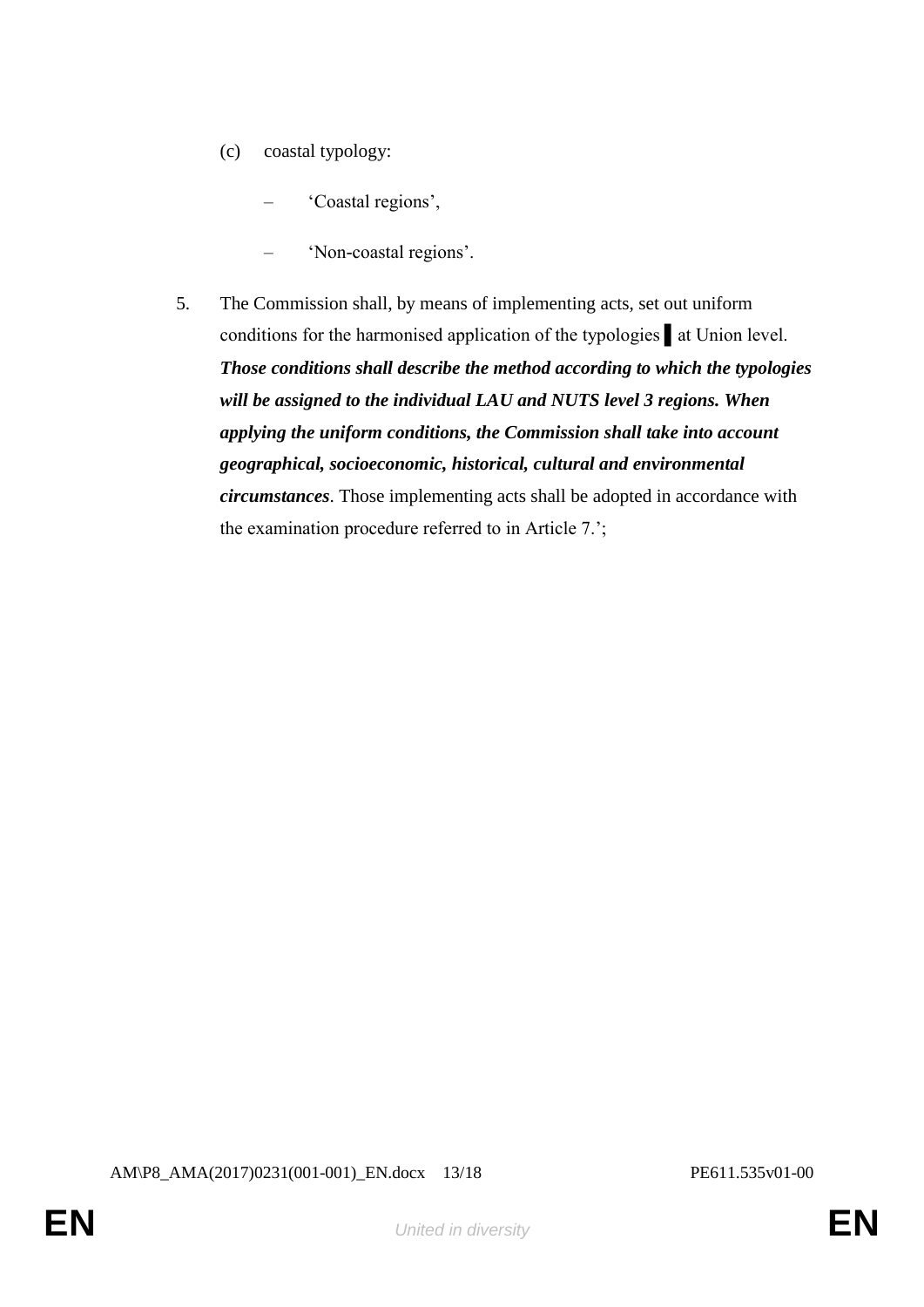(c) coastal typology:

– 'Coastal regions',

– 'Non-coastal regions'.

5. The Commission shall, by means of implementing acts, set out uniform conditions for the harmonised application of the typologies ▌ at Union level. ***Those conditions shall describe the method according to which the typologies will be assigned to the individual LAU and NUTS level 3 regions. When applying the uniform conditions, the Commission shall take into account geographical, socioeconomic, historical, cultural and environmental circumstances***. Those implementing acts shall be adopted in accordance with the examination procedure referred to in Article 7.';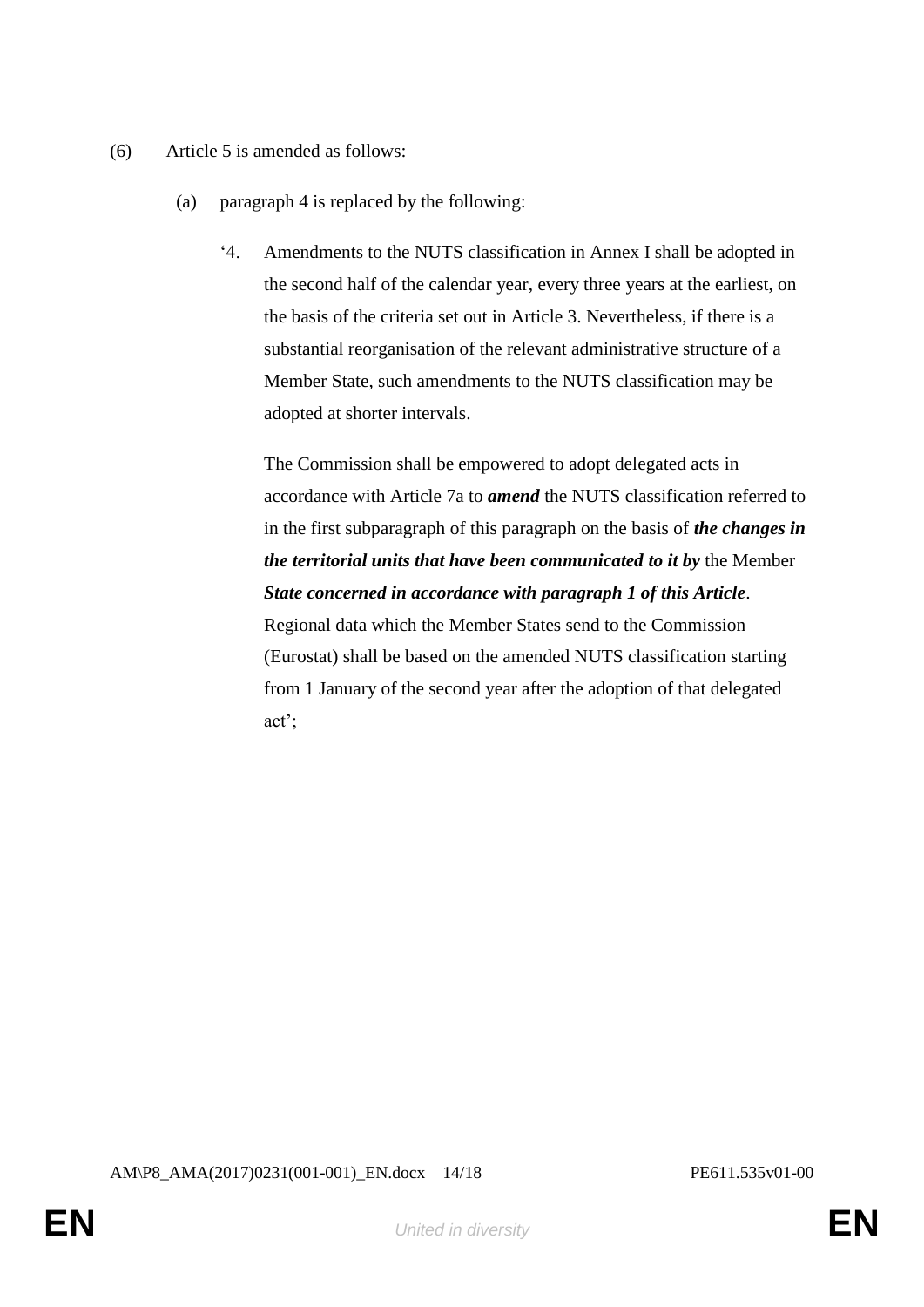(6) Article 5 is amended as follows:

(a) paragraph 4 is replaced by the following:

‘4. Amendments to the NUTS classification in Annex I shall be adopted in the second half of the calendar year, every three years at the earliest, on the basis of the criteria set out in Article 3. Nevertheless, if there is a substantial reorganisation of the relevant administrative structure of a Member State, such amendments to the NUTS classification may be adopted at shorter intervals.

The Commission shall be empowered to adopt delegated acts in accordance with Article 7a to ***amend*** the NUTS classification referred to in the first subparagraph of this paragraph on the basis of ***the changes in the territorial units that have been communicated to it by*** the Member ***State concerned in accordance with paragraph 1 of this Article***. Regional data which the Member States send to the Commission (Eurostat) shall be based on the amended NUTS classification starting from 1 January of the second year after the adoption of that delegated act’;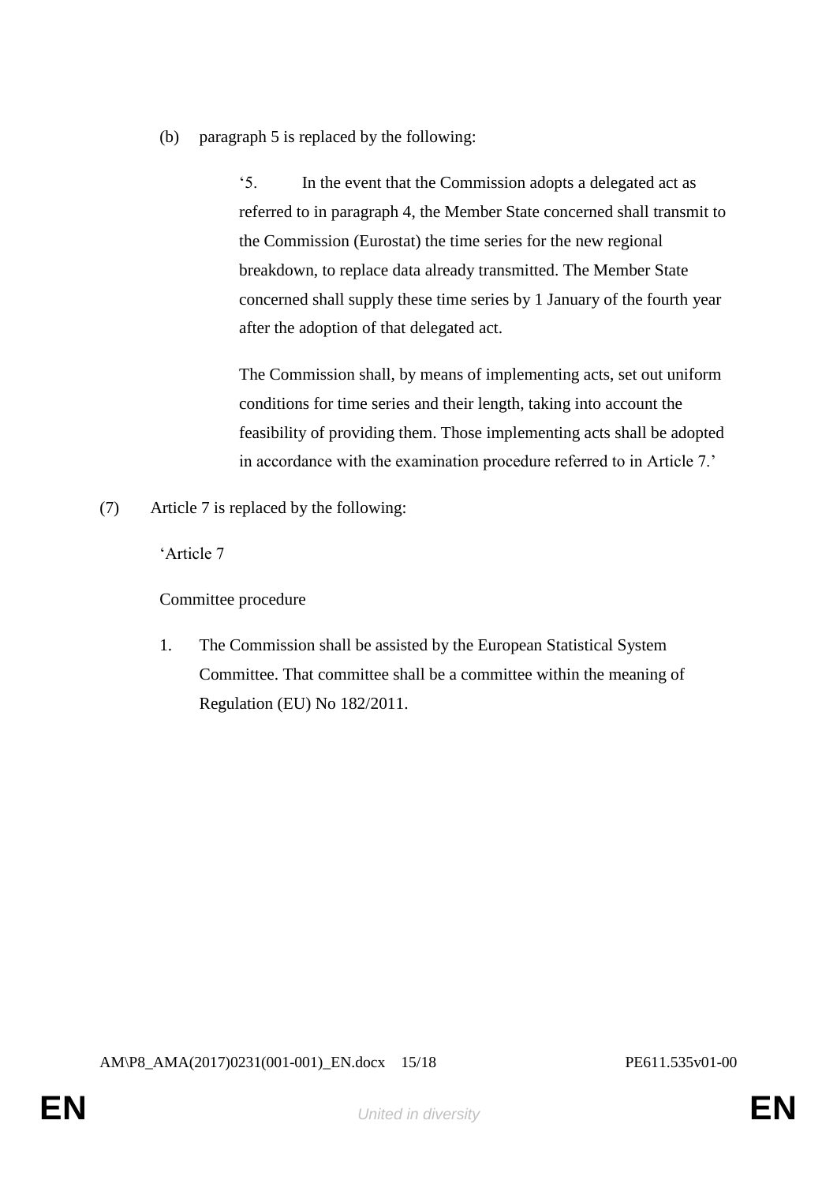(b) paragraph 5 is replaced by the following:

> '5. In the event that the Commission adopts a delegated act as referred to in paragraph 4, the Member State concerned shall transmit to the Commission (Eurostat) the time series for the new regional breakdown, to replace data already transmitted. The Member State concerned shall supply these time series by 1 January of the fourth year after the adoption of that delegated act.
>
> The Commission shall, by means of implementing acts, set out uniform conditions for time series and their length, taking into account the feasibility of providing them. Those implementing acts shall be adopted in accordance with the examination procedure referred to in Article 7.'

(7) Article 7 is replaced by the following:

'Article 7

Committee procedure

1. The Commission shall be assisted by the European Statistical System Committee. That committee shall be a committee within the meaning of Regulation (EU) No 182/2011.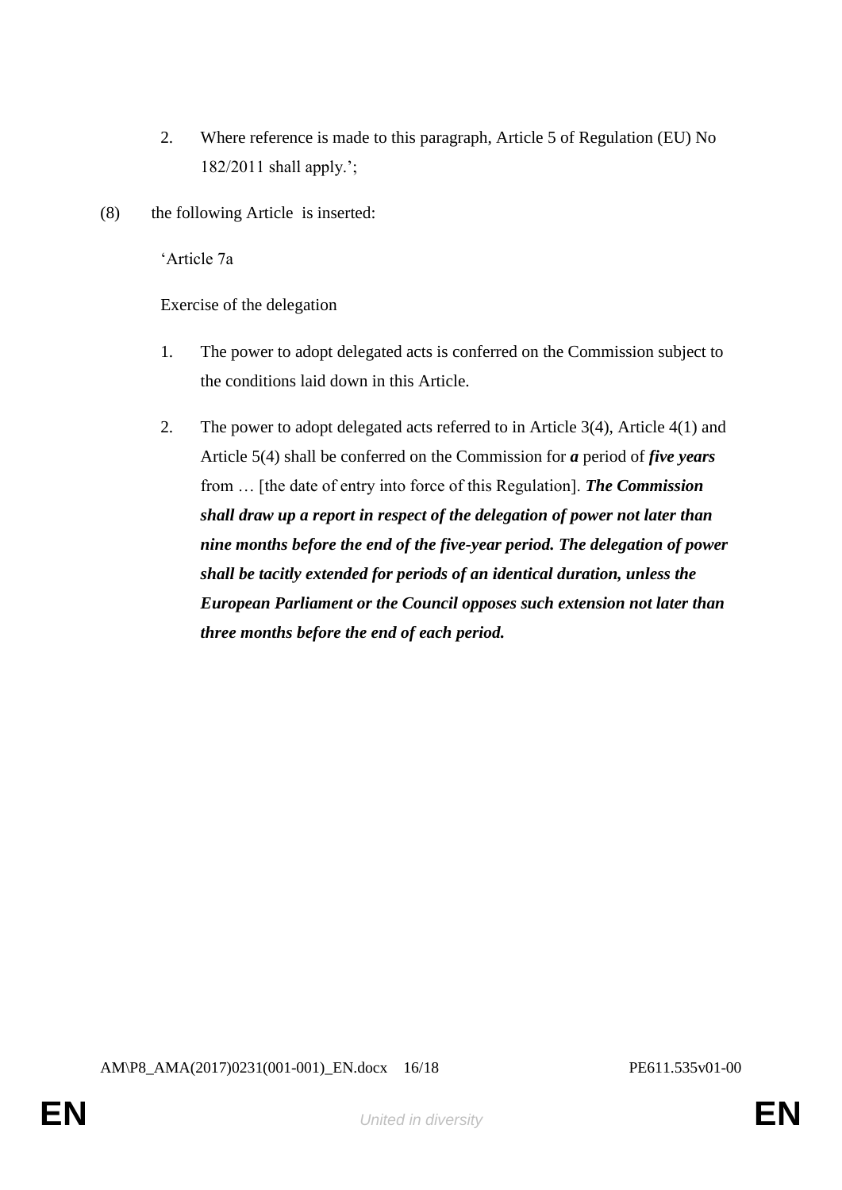2. Where reference is made to this paragraph, Article 5 of Regulation (EU) No 182/2011 shall apply.';

(8) the following Article is inserted:

'Article 7a

Exercise of the delegation

1. The power to adopt delegated acts is conferred on the Commission subject to the conditions laid down in this Article.

2. The power to adopt delegated acts referred to in Article 3(4), Article 4(1) and Article 5(4) shall be conferred on the Commission for ***a*** period of ***five years*** from … [the date of entry into force of this Regulation]. ***The Commission shall draw up a report in respect of the delegation of power not later than nine months before the end of the five-year period. The delegation of power shall be tacitly extended for periods of an identical duration, unless the European Parliament or the Council opposes such extension not later than three months before the end of each period.***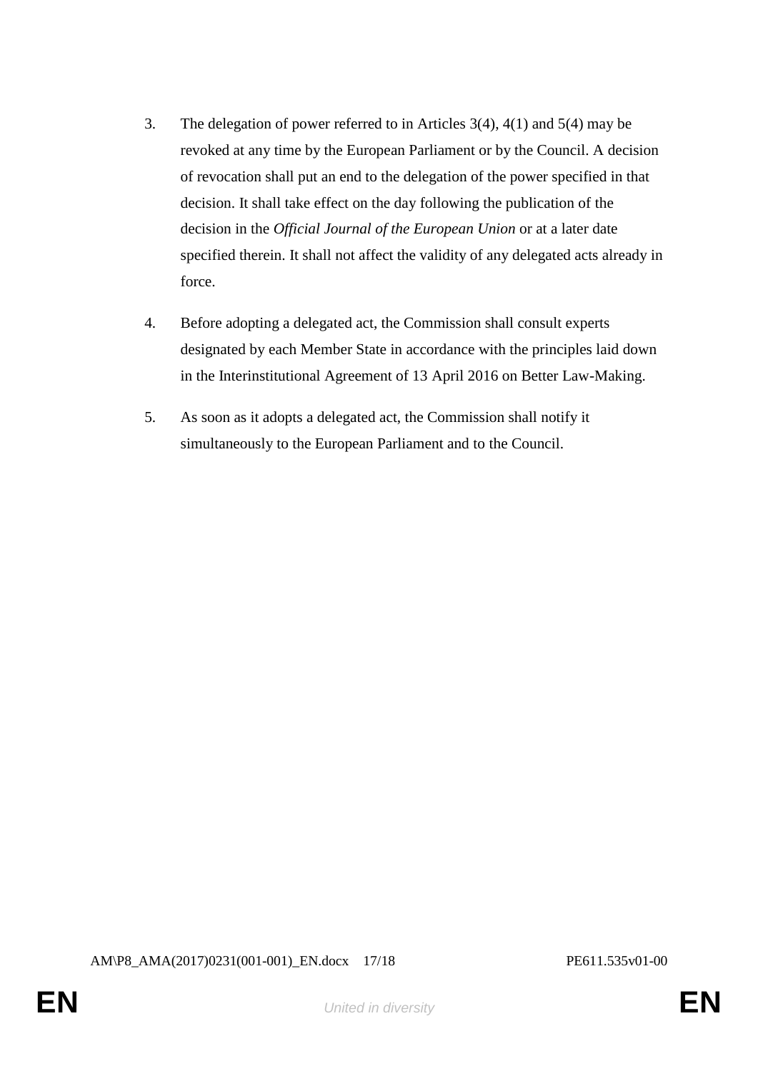3. The delegation of power referred to in Articles 3(4), 4(1) and 5(4) may be revoked at any time by the European Parliament or by the Council. A decision of revocation shall put an end to the delegation of the power specified in that decision. It shall take effect on the day following the publication of the decision in the *Official Journal of the European Union* or at a later date specified therein. It shall not affect the validity of any delegated acts already in force.

4. Before adopting a delegated act, the Commission shall consult experts designated by each Member State in accordance with the principles laid down in the Interinstitutional Agreement of 13 April 2016 on Better Law-Making.

5. As soon as it adopts a delegated act, the Commission shall notify it simultaneously to the European Parliament and to the Council.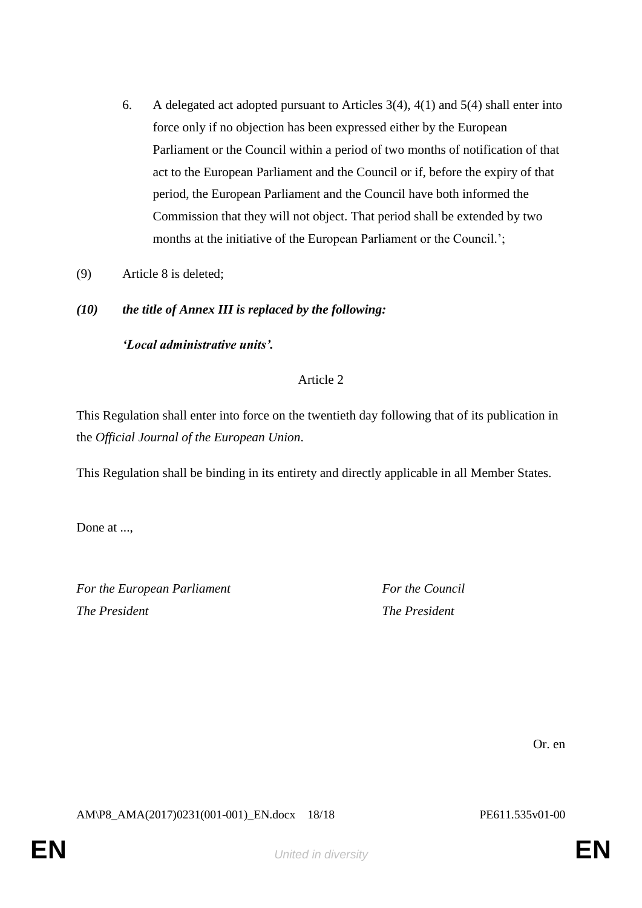6. A delegated act adopted pursuant to Articles 3(4), 4(1) and 5(4) shall enter into force only if no objection has been expressed either by the European Parliament or the Council within a period of two months of notification of that act to the European Parliament and the Council or if, before the expiry of that period, the European Parliament and the Council have both informed the Commission that they will not object. That period shall be extended by two months at the initiative of the European Parliament or the Council.';

(9) Article 8 is deleted;

***(10) the title of Annex III is replaced by the following:***

***'Local administrative units'.***

Article 2

This Regulation shall enter into force on the twentieth day following that of its publication in the *Official Journal of the European Union*.

This Regulation shall be binding in its entirety and directly applicable in all Member States.

Done at ...,

*For the European Parliament*
*The President*

*For the Council*
*The President*

Or. en